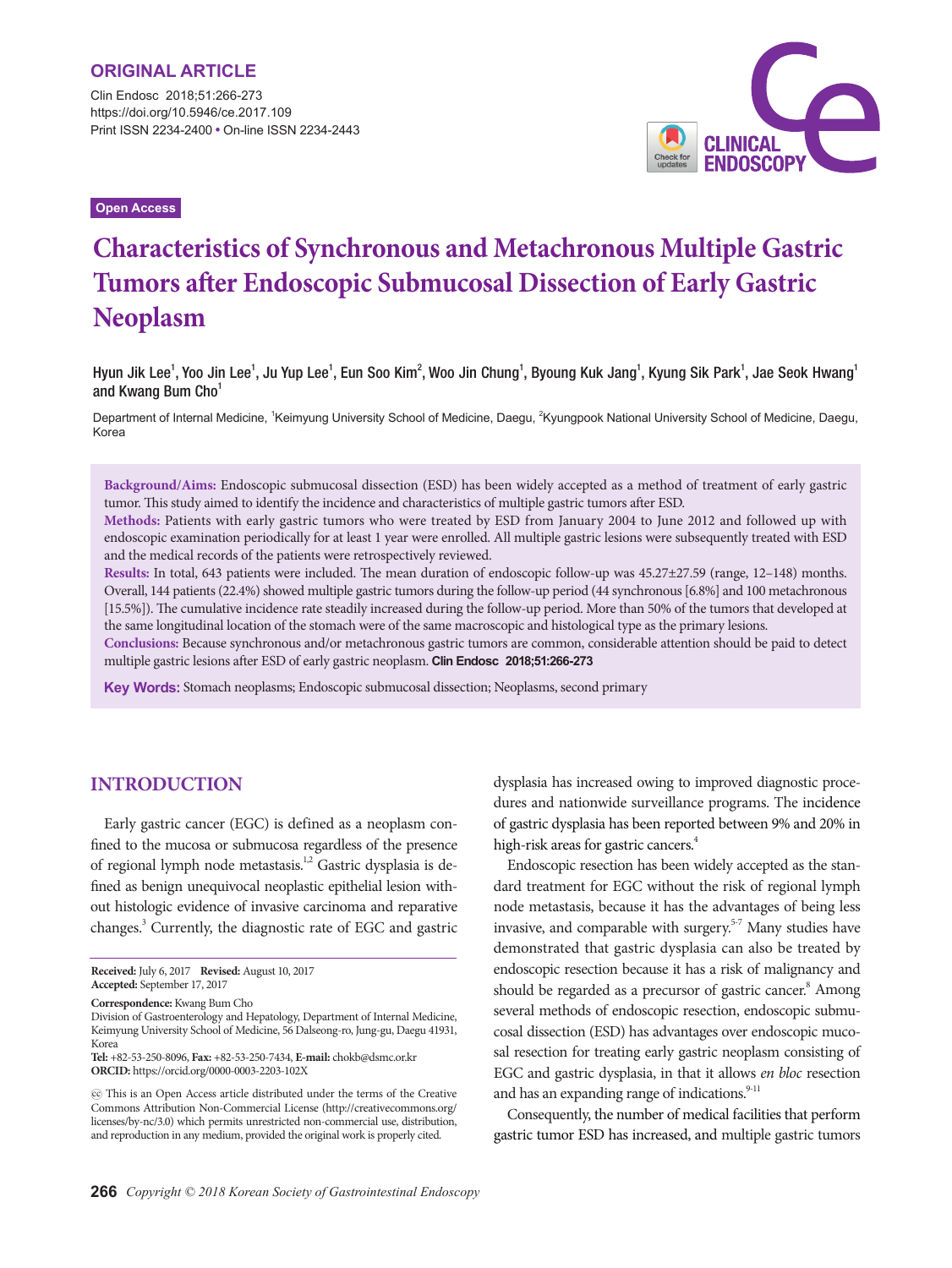ORIGINAL ARTICLE

Clin Endosc 2018;51:266-273
https://doi.org/10.5946/ce.2017.109
Print ISSN 2234-2400 • On-line ISSN 2234-2443

Open Access

# Characteristics of Synchronous and Metachronous Multiple Gastric Tumors after Endoscopic Submucosal Dissection of Early Gastric Neoplasm

Hyun Jik Lee[1], Yoo Jin Lee[1], Ju Yup Lee[1], Eun Soo Kim[2], Woo Jin Chung[1], Byoung Kuk Jang[1], Kyung Sik Park[1], Jae Seok Hwang[1] and Kwang Bum Cho[1]

Department of Internal Medicine, [1]Keimyung University School of Medicine, Daegu, [2]Kyungpook National University School of Medicine, Daegu, Korea

**Background/Aims:** Endoscopic submucosal dissection (ESD) has been widely accepted as a method of treatment of early gastric tumor. This study aimed to identify the incidence and characteristics of multiple gastric tumors after ESD.
**Methods:** Patients with early gastric tumors who were treated by ESD from January 2004 to June 2012 and followed up with endoscopic examination periodically for at least 1 year were enrolled. All multiple gastric lesions were subsequently treated with ESD and the medical records of the patients were retrospectively reviewed.
**Results:** In total, 643 patients were included. The mean duration of endoscopic follow-up was 45.27±27.59 (range, 12–148) months. Overall, 144 patients (22.4%) showed multiple gastric tumors during the follow-up period (44 synchronous [6.8%] and 100 metachronous [15.5%]). The cumulative incidence rate steadily increased during the follow-up period. More than 50% of the tumors that developed at the same longitudinal location of the stomach were of the same macroscopic and histological type as the primary lesions.
**Conclusions:** Because synchronous and/or metachronous gastric tumors are common, considerable attention should be paid to detect multiple gastric lesions after ESD of early gastric neoplasm. **Clin Endosc 2018;51:266-273**

**Key Words:** Stomach neoplasms; Endoscopic submucosal dissection; Neoplasms, second primary

## INTRODUCTION

Early gastric cancer (EGC) is defined as a neoplasm confined to the mucosa or submucosa regardless of the presence of regional lymph node metastasis.[1,2] Gastric dysplasia is defined as benign unequivocal neoplastic epithelial lesion without histologic evidence of invasive carcinoma and reparative changes.[3] Currently, the diagnostic rate of EGC and gastric dysplasia has increased owing to improved diagnostic procedures and nationwide surveillance programs. The incidence of gastric dysplasia has been reported between 9% and 20% in high-risk areas for gastric cancers.[4]

Endoscopic resection has been widely accepted as the standard treatment for EGC without the risk of regional lymph node metastasis, because it has the advantages of being less invasive, and comparable with surgery.[5-7] Many studies have demonstrated that gastric dysplasia can also be treated by endoscopic resection because it has a risk of malignancy and should be regarded as a precursor of gastric cancer.[8] Among several methods of endoscopic resection, endoscopic submucosal dissection (ESD) has advantages over endoscopic mucosal resection for treating early gastric neoplasm consisting of EGC and gastric dysplasia, in that it allows *en bloc* resection and has an expanding range of indications.[9-11]

Consequently, the number of medical facilities that perform gastric tumor ESD has increased, and multiple gastric tumors

**Received:** July 6, 2017 **Revised:** August 10, 2017
**Accepted:** September 17, 2017

**Correspondence:** Kwang Bum Cho
Division of Gastroenterology and Hepatology, Department of Internal Medicine, Keimyung University School of Medicine, 56 Dalseong-ro, Jung-gu, Daegu 41931, Korea
**Tel:** +82-53-250-8096, **Fax:** +82-53-250-7434, **E-mail:** chokb@dsmc.or.kr
**ORCID:** https://orcid.org/0000-0003-2203-102X

This is an Open Access article distributed under the terms of the Creative Commons Attribution Non-Commercial License (http://creativecommons.org/licenses/by-nc/3.0) which permits unrestricted non-commercial use, distribution, and reproduction in any medium, provided the original work is properly cited.

Copyright © 2018 Korean Society of Gastrointestinal Endoscopy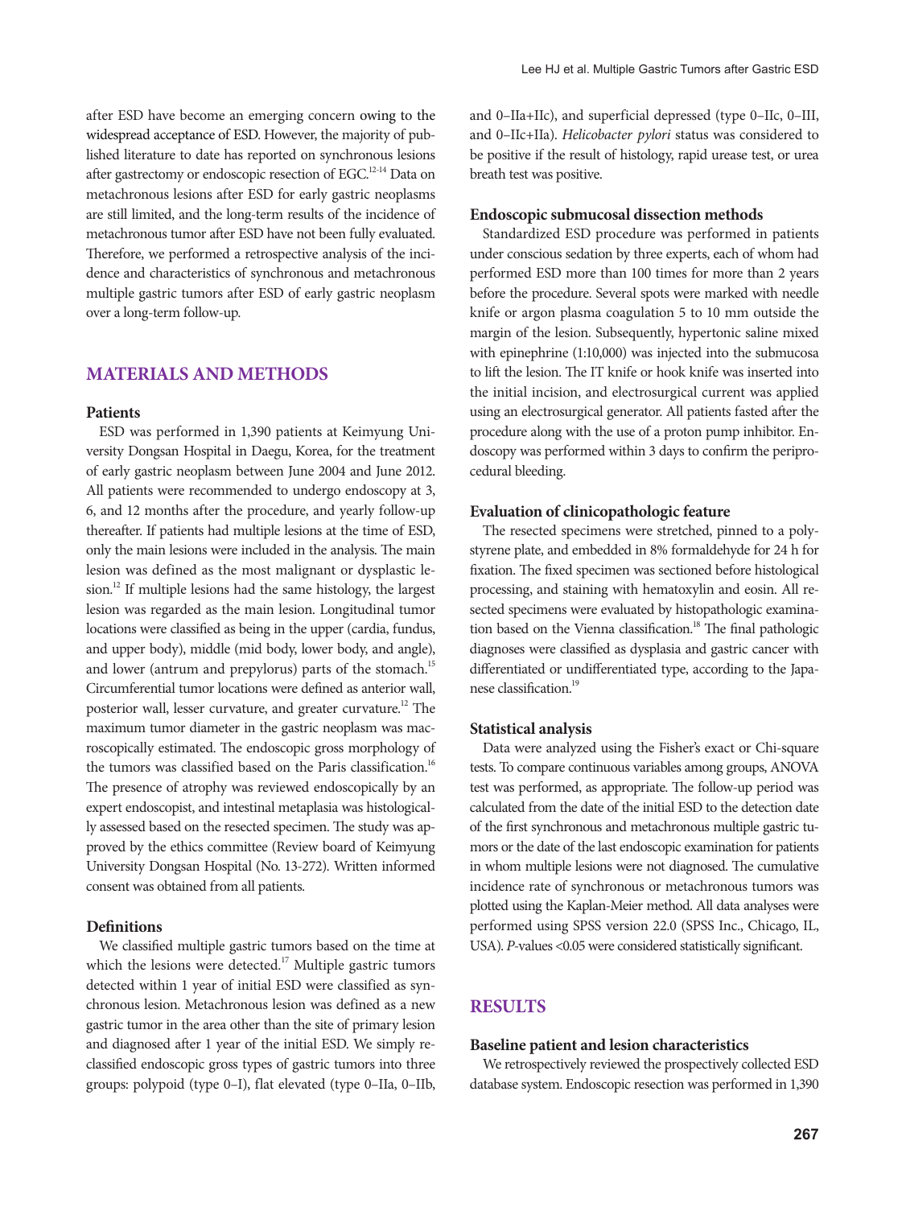after ESD have become an emerging concern owing to the widespread acceptance of ESD. However, the majority of published literature to date has reported on synchronous lesions after gastrectomy or endoscopic resection of EGC.[12-14] Data on metachronous lesions after ESD for early gastric neoplasms are still limited, and the long-term results of the incidence of metachronous tumor after ESD have not been fully evaluated. Therefore, we performed a retrospective analysis of the incidence and characteristics of synchronous and metachronous multiple gastric tumors after ESD of early gastric neoplasm over a long-term follow-up.

## MATERIALS AND METHODS

### Patients

ESD was performed in 1,390 patients at Keimyung University Dongsan Hospital in Daegu, Korea, for the treatment of early gastric neoplasm between June 2004 and June 2012. All patients were recommended to undergo endoscopy at 3, 6, and 12 months after the procedure, and yearly follow-up thereafter. If patients had multiple lesions at the time of ESD, only the main lesions were included in the analysis. The main lesion was defined as the most malignant or dysplastic lesion.[12] If multiple lesions had the same histology, the largest lesion was regarded as the main lesion. Longitudinal tumor locations were classified as being in the upper (cardia, fundus, and upper body), middle (mid body, lower body, and angle), and lower (antrum and prepylorus) parts of the stomach.[15] Circumferential tumor locations were defined as anterior wall, posterior wall, lesser curvature, and greater curvature.[12] The maximum tumor diameter in the gastric neoplasm was macroscopically estimated. The endoscopic gross morphology of the tumors was classified based on the Paris classification.[16] The presence of atrophy was reviewed endoscopically by an expert endoscopist, and intestinal metaplasia was histologically assessed based on the resected specimen. The study was approved by the ethics committee (Review board of Keimyung University Dongsan Hospital (No. 13-272). Written informed consent was obtained from all patients.

### Definitions

We classified multiple gastric tumors based on the time at which the lesions were detected.[17] Multiple gastric tumors detected within 1 year of initial ESD were classified as synchronous lesion. Metachronous lesion was defined as a new gastric tumor in the area other than the site of primary lesion and diagnosed after 1 year of the initial ESD. We simply reclassified endoscopic gross types of gastric tumors into three groups: polypoid (type 0–I), flat elevated (type 0–IIa, 0–IIb, and 0–IIa+IIc), and superficial depressed (type 0–IIc, 0–III, and 0–IIc+IIa). *Helicobacter pylori* status was considered to be positive if the result of histology, rapid urease test, or urea breath test was positive.

### Endoscopic submucosal dissection methods

Standardized ESD procedure was performed in patients under conscious sedation by three experts, each of whom had performed ESD more than 100 times for more than 2 years before the procedure. Several spots were marked with needle knife or argon plasma coagulation 5 to 10 mm outside the margin of the lesion. Subsequently, hypertonic saline mixed with epinephrine (1:10,000) was injected into the submucosa to lift the lesion. The IT knife or hook knife was inserted into the initial incision, and electrosurgical current was applied using an electrosurgical generator. All patients fasted after the procedure along with the use of a proton pump inhibitor. Endoscopy was performed within 3 days to confirm the periprocedural bleeding.

### Evaluation of clinicopathologic feature

The resected specimens were stretched, pinned to a polystyrene plate, and embedded in 8% formaldehyde for 24 h for fixation. The fixed specimen was sectioned before histological processing, and staining with hematoxylin and eosin. All resected specimens were evaluated by histopathologic examination based on the Vienna classification.[18] The final pathologic diagnoses were classified as dysplasia and gastric cancer with differentiated or undifferentiated type, according to the Japanese classification.[19]

### Statistical analysis

Data were analyzed using the Fisher's exact or Chi-square tests. To compare continuous variables among groups, ANOVA test was performed, as appropriate. The follow-up period was calculated from the date of the initial ESD to the detection date of the first synchronous and metachronous multiple gastric tumors or the date of the last endoscopic examination for patients in whom multiple lesions were not diagnosed. The cumulative incidence rate of synchronous or metachronous tumors was plotted using the Kaplan-Meier method. All data analyses were performed using SPSS version 22.0 (SPSS Inc., Chicago, IL, USA). *P*-values <0.05 were considered statistically significant.

## RESULTS

### Baseline patient and lesion characteristics

We retrospectively reviewed the prospectively collected ESD database system. Endoscopic resection was performed in 1,390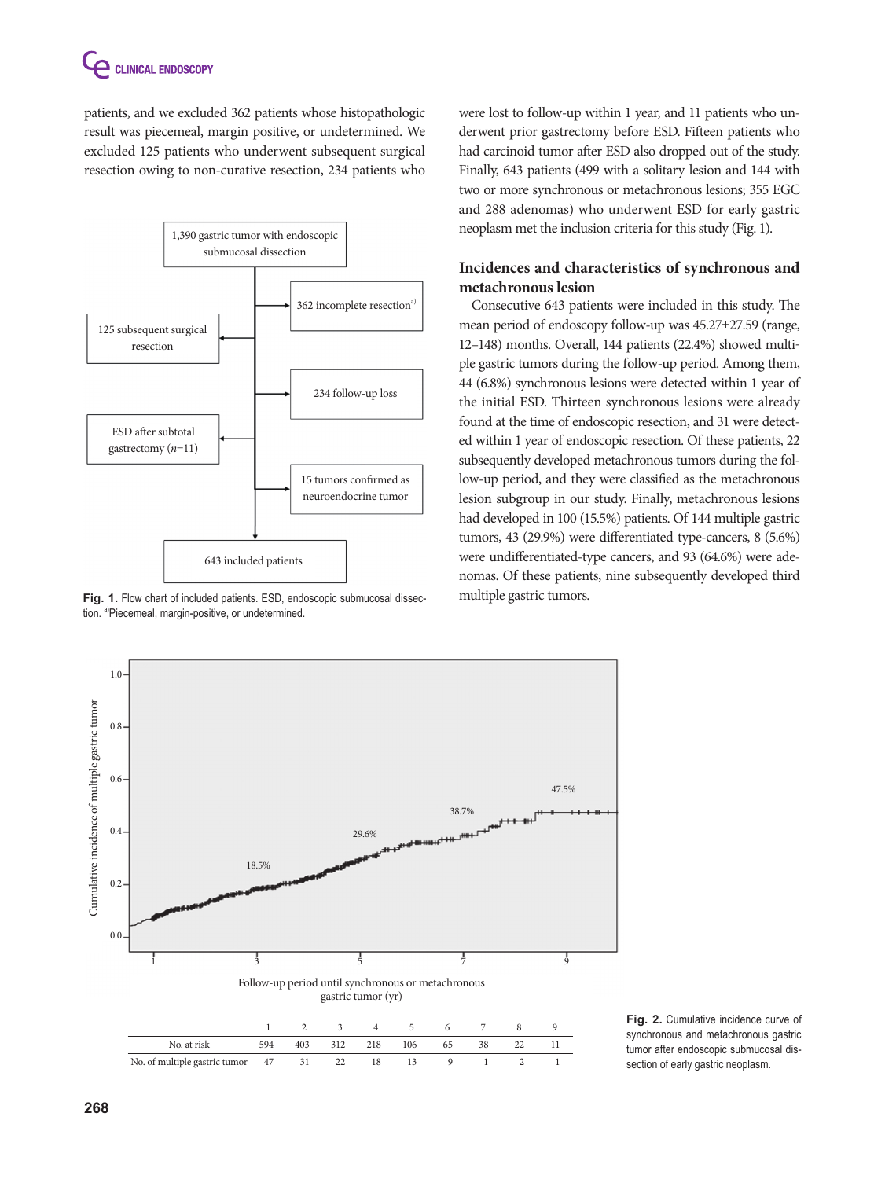patients, and we excluded 362 patients whose histopathologic result was piecemeal, margin positive, or undetermined. We excluded 125 patients who underwent subsequent surgical resection owing to non-curative resection, 234 patients who were lost to follow-up within 1 year, and 11 patients who underwent prior gastrectomy before ESD. Fifteen patients who had carcinoid tumor after ESD also dropped out of the study. Finally, 643 patients (499 with a solitary lesion and 144 with two or more synchronous or metachronous lesions; 355 EGC and 288 adenomas) who underwent ESD for early gastric neoplasm met the inclusion criteria for this study (Fig. 1).

Fig. 1. Flow chart of included patients. ESD, endoscopic submucosal dissection. [a]Piecemeal, margin-positive, or undetermined.

### Incidences and characteristics of synchronous and metachronous lesion

Consecutive 643 patients were included in this study. The mean period of endoscopy follow-up was 45.27±27.59 (range, 12–148) months. Overall, 144 patients (22.4%) showed multiple gastric tumors during the follow-up period. Among them, 44 (6.8%) synchronous lesions were detected within 1 year of the initial ESD. Thirteen synchronous lesions were already found at the time of endoscopic resection, and 31 were detected within 1 year of endoscopic resection. Of these patients, 22 subsequently developed metachronous tumors during the follow-up period, and they were classified as the metachronous lesion subgroup in our study. Finally, metachronous lesions had developed in 100 (15.5%) patients. Of 144 multiple gastric tumors, 43 (29.9%) were differentiated type-cancers, 8 (5.6%) were undifferentiated-type cancers, and 93 (64.6%) were adenomas. Of these patients, nine subsequently developed third multiple gastric tumors.

| | 1 | 2 | 3 | 4 | 5 | 6 | 7 | 8 | 9 |
|---|---|---|---|---|---|---|---|---|---|
| No. at risk | 594 | 403 | 312 | 218 | 106 | 65 | 38 | 22 | 11 |
| No. of multiple gastric tumor | 47 | 31 | 22 | 18 | 13 | 9 | 1 | 2 | 1 |

Fig. 2. Cumulative incidence curve of synchronous and metachronous gastric tumor after endoscopic submucosal dissection of early gastric neoplasm.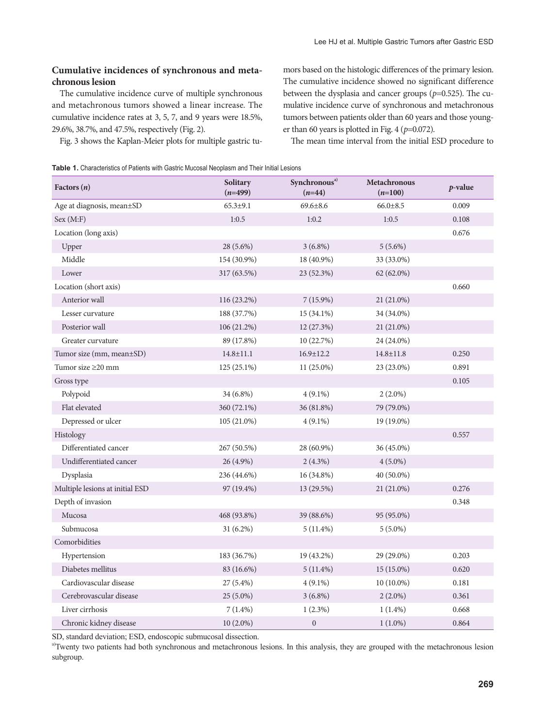### Cumulative incidences of synchronous and metachronous lesion

The cumulative incidence curve of multiple synchronous and metachronous tumors showed a linear increase. The cumulative incidence rates at 3, 5, 7, and 9 years were 18.5%, 29.6%, 38.7%, and 47.5%, respectively (Fig. 2).

Fig. 3 shows the Kaplan-Meier plots for multiple gastric tumors based on the histologic differences of the primary lesion. The cumulative incidence showed no significant difference between the dysplasia and cancer groups ($p$=0.525). The cumulative incidence curve of synchronous and metachronous tumors between patients older than 60 years and those younger than 60 years is plotted in Fig. 4 ($p$=0.072).

The mean time interval from the initial ESD procedure to

**Table 1.** Characteristics of Patients with Gastric Mucosal Neoplasm and Their Initial Lesions

| Factors ($n$) | Solitary ($n$=499) | Synchronous[a] ($n$=44) | Metachronous ($n$=100) | $p$-value |
|---|---|---|---|---|
| Age at diagnosis, mean±SD | 65.3±9.1 | 69.6±8.6 | 66.0±8.5 | 0.009 |
| Sex (M:F) | 1:0.5 | 1:0.2 | 1:0.5 | 0.108 |
| Location (long axis) | | | | 0.676 |
| Upper | 28 (5.6%) | 3 (6.8%) | 5 (5.6%) | |
| Middle | 154 (30.9%) | 18 (40.9%) | 33 (33.0%) | |
| Lower | 317 (63.5%) | 23 (52.3%) | 62 (62.0%) | |
| Location (short axis) | | | | 0.660 |
| Anterior wall | 116 (23.2%) | 7 (15.9%) | 21 (21.0%) | |
| Lesser curvature | 188 (37.7%) | 15 (34.1%) | 34 (34.0%) | |
| Posterior wall | 106 (21.2%) | 12 (27.3%) | 21 (21.0%) | |
| Greater curvature | 89 (17.8%) | 10 (22.7%) | 24 (24.0%) | |
| Tumor size (mm, mean±SD) | 14.8±11.1 | 16.9±12.2 | 14.8±11.8 | 0.250 |
| Tumor size ≥20 mm | 125 (25.1%) | 11 (25.0%) | 23 (23.0%) | 0.891 |
| Gross type | | | | 0.105 |
| Polypoid | 34 (6.8%) | 4 (9.1%) | 2 (2.0%) | |
| Flat elevated | 360 (72.1%) | 36 (81.8%) | 79 (79.0%) | |
| Depressed or ulcer | 105 (21.0%) | 4 (9.1%) | 19 (19.0%) | |
| Histology | | | | 0.557 |
| Differentiated cancer | 267 (50.5%) | 28 (60.9%) | 36 (45.0%) | |
| Undifferentiated cancer | 26 (4.9%) | 2 (4.3%) | 4 (5.0%) | |
| Dysplasia | 236 (44.6%) | 16 (34.8%) | 40 (50.0%) | |
| Multiple lesions at initial ESD | 97 (19.4%) | 13 (29.5%) | 21 (21.0%) | 0.276 |
| Depth of invasion | | | | 0.348 |
| Mucosa | 468 (93.8%) | 39 (88.6%) | 95 (95.0%) | |
| Submucosa | 31 (6.2%) | 5 (11.4%) | 5 (5.0%) | |
| Comorbidities | | | | |
| Hypertension | 183 (36.7%) | 19 (43.2%) | 29 (29.0%) | 0.203 |
| Diabetes mellitus | 83 (16.6%) | 5 (11.4%) | 15 (15.0%) | 0.620 |
| Cardiovascular disease | 27 (5.4%) | 4 (9.1%) | 10 (10.0%) | 0.181 |
| Cerebrovascular disease | 25 (5.0%) | 3 (6.8%) | 2 (2.0%) | 0.361 |
| Liver cirrhosis | 7 (1.4%) | 1 (2.3%) | 1 (1.4%) | 0.668 |
| Chronic kidney disease | 10 (2.0%) | 0 | 1 (1.0%) | 0.864 |

SD, standard deviation; ESD, endoscopic submucosal dissection.
[a]Twenty two patients had both synchronous and metachronous lesions. In this analysis, they are grouped with the metachronous lesion subgroup.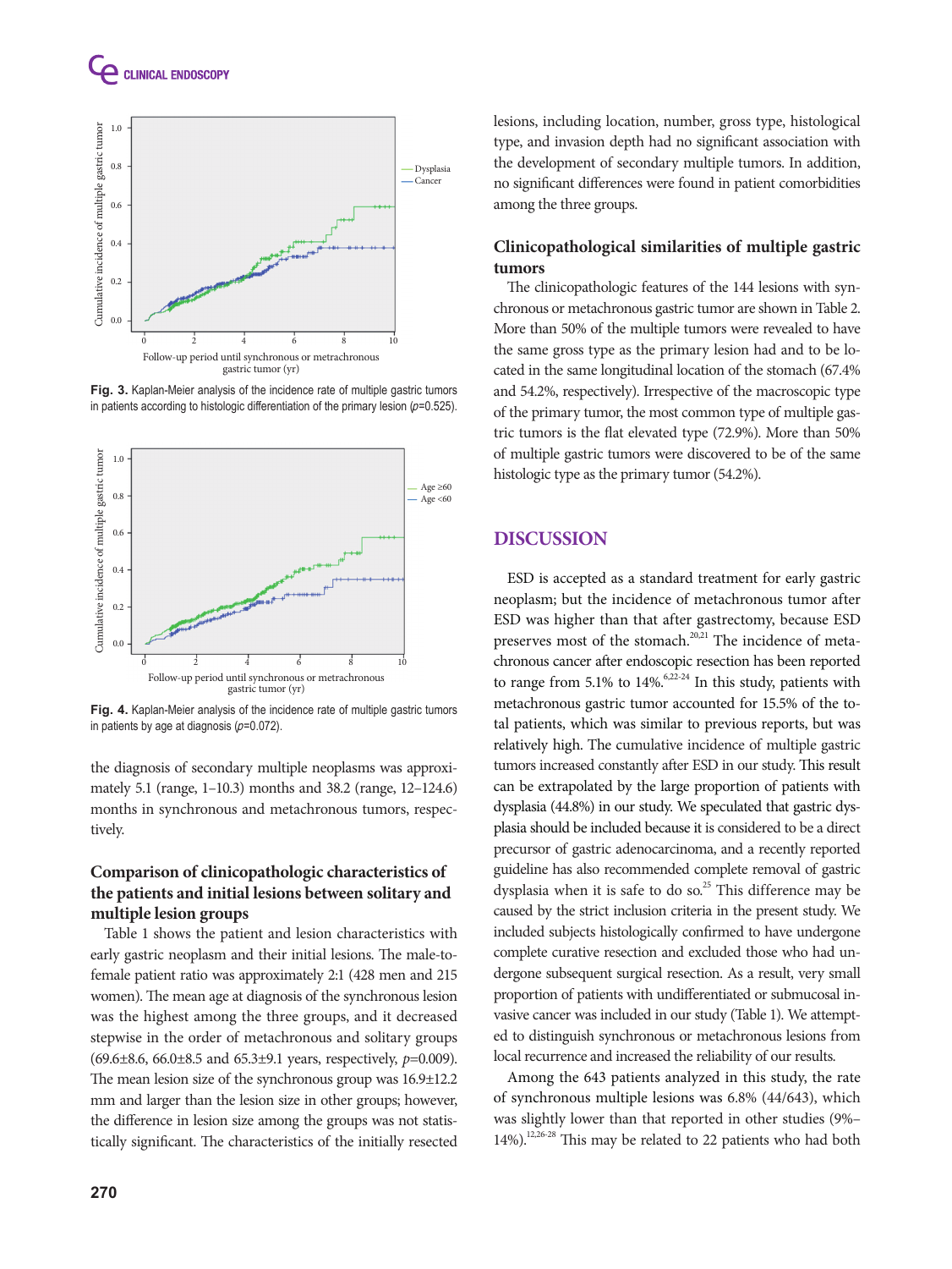Fig. 3. Kaplan-Meier analysis of the incidence rate of multiple gastric tumors in patients according to histologic differentiation of the primary lesion ($p$=0.525).

Fig. 4. Kaplan-Meier analysis of the incidence rate of multiple gastric tumors in patients by age at diagnosis ($p$=0.072).

the diagnosis of secondary multiple neoplasms was approximately 5.1 (range, 1–10.3) months and 38.2 (range, 12–124.6) months in synchronous and metachronous tumors, respectively.

### Comparison of clinicopathologic characteristics of the patients and initial lesions between solitary and multiple lesion groups

Table 1 shows the patient and lesion characteristics with early gastric neoplasm and their initial lesions. The male-to-female patient ratio was approximately 2:1 (428 men and 215 women). The mean age at diagnosis of the synchronous lesion was the highest among the three groups, and it decreased stepwise in the order of metachronous and solitary groups (69.6±8.6, 66.0±8.5 and 65.3±9.1 years, respectively, $p$=0.009). The mean lesion size of the synchronous group was 16.9±12.2 mm and larger than the lesion size in other groups; however, the difference in lesion size among the groups was not statistically significant. The characteristics of the initially resected lesions, including location, number, gross type, histological type, and invasion depth had no significant association with the development of secondary multiple tumors. In addition, no significant differences were found in patient comorbidities among the three groups.

### Clinicopathological similarities of multiple gastric tumors

The clinicopathologic features of the 144 lesions with synchronous or metachronous gastric tumor are shown in Table 2. More than 50% of the multiple tumors were revealed to have the same gross type as the primary lesion had and to be located in the same longitudinal location of the stomach (67.4% and 54.2%, respectively). Irrespective of the macroscopic type of the primary tumor, the most common type of multiple gastric tumors is the flat elevated type (72.9%). More than 50% of multiple gastric tumors were discovered to be of the same histologic type as the primary tumor (54.2%).

## DISCUSSION

ESD is accepted as a standard treatment for early gastric neoplasm; but the incidence of metachronous tumor after ESD was higher than that after gastrectomy, because ESD preserves most of the stomach.[20,21] The incidence of metachronous cancer after endoscopic resection has been reported to range from 5.1% to 14%.[6,22-24] In this study, patients with metachronous gastric tumor accounted for 15.5% of the total patients, which was similar to previous reports, but was relatively high. The cumulative incidence of multiple gastric tumors increased constantly after ESD in our study. This result can be extrapolated by the large proportion of patients with dysplasia (44.8%) in our study. We speculated that gastric dysplasia should be included because it is considered to be a direct precursor of gastric adenocarcinoma, and a recently reported guideline has also recommended complete removal of gastric dysplasia when it is safe to do so.[25] This difference may be caused by the strict inclusion criteria in the present study. We included subjects histologically confirmed to have undergone complete curative resection and excluded those who had undergone subsequent surgical resection. As a result, very small proportion of patients with undifferentiated or submucosal invasive cancer was included in our study (Table 1). We attempted to distinguish synchronous or metachronous lesions from local recurrence and increased the reliability of our results.

Among the 643 patients analyzed in this study, the rate of synchronous multiple lesions was 6.8% (44/643), which was slightly lower than that reported in other studies (9%–14%).[12,26-28] This may be related to 22 patients who had both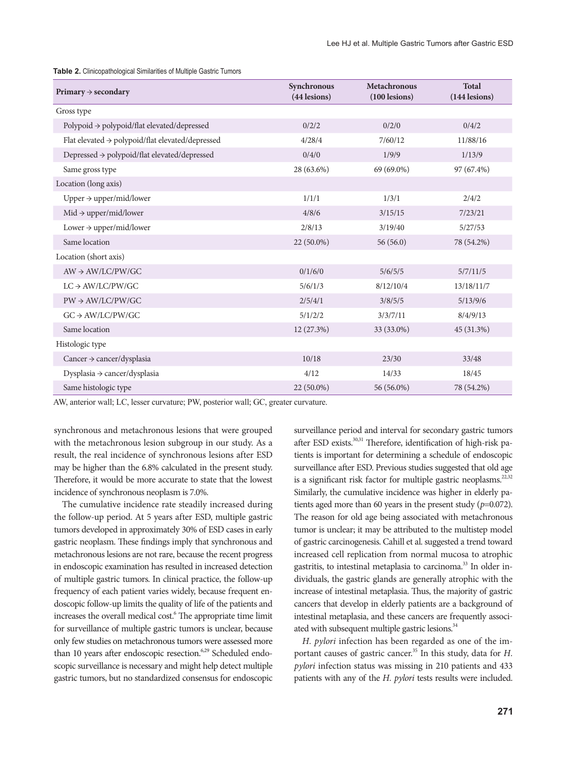**Table 2.** Clinicopathological Similarities of Multiple Gastric Tumors

| Primary → secondary | Synchronous (44 lesions) | Metachronous (100 lesions) | Total (144 lesions) |
|---|---|---|---|
| Gross type | | | |
| Polypoid → polypoid/flat elevated/depressed | 0/2/2 | 0/2/0 | 0/4/2 |
| Flat elevated → polypoid/flat elevated/depressed | 4/28/4 | 7/60/12 | 11/88/16 |
| Depressed → polypoid/flat elevated/depressed | 0/4/0 | 1/9/9 | 1/13/9 |
| Same gross type | 28 (63.6%) | 69 (69.0%) | 97 (67.4%) |
| Location (long axis) | | | |
| Upper → upper/mid/lower | 1/1/1 | 1/3/1 | 2/4/2 |
| Mid → upper/mid/lower | 4/8/6 | 3/15/15 | 7/23/21 |
| Lower → upper/mid/lower | 2/8/13 | 3/19/40 | 5/27/53 |
| Same location | 22 (50.0%) | 56 (56.0) | 78 (54.2%) |
| Location (short axis) | | | |
| AW → AW/LC/PW/GC | 0/1/6/0 | 5/6/5/5 | 5/7/11/5 |
| LC → AW/LC/PW/GC | 5/6/1/3 | 8/12/10/4 | 13/18/11/7 |
| PW → AW/LC/PW/GC | 2/5/4/1 | 3/8/5/5 | 5/13/9/6 |
| GC → AW/LC/PW/GC | 5/1/2/2 | 3/3/7/11 | 8/4/9/13 |
| Same location | 12 (27.3%) | 33 (33.0%) | 45 (31.3%) |
| Histologic type | | | |
| Cancer → cancer/dysplasia | 10/18 | 23/30 | 33/48 |
| Dysplasia → cancer/dysplasia | 4/12 | 14/33 | 18/45 |
| Same histologic type | 22 (50.0%) | 56 (56.0%) | 78 (54.2%) |

AW, anterior wall; LC, lesser curvature; PW, posterior wall; GC, greater curvature.

synchronous and metachronous lesions that were grouped with the metachronous lesion subgroup in our study. As a result, the real incidence of synchronous lesions after ESD may be higher than the 6.8% calculated in the present study. Therefore, it would be more accurate to state that the lowest incidence of synchronous neoplasm is 7.0%.

The cumulative incidence rate steadily increased during the follow-up period. At 5 years after ESD, multiple gastric tumors developed in approximately 30% of ESD cases in early gastric neoplasm. These findings imply that synchronous and metachronous lesions are not rare, because the recent progress in endoscopic examination has resulted in increased detection of multiple gastric tumors. In clinical practice, the follow-up frequency of each patient varies widely, because frequent endoscopic follow-up limits the quality of life of the patients and increases the overall medical cost.[6] The appropriate time limit for surveillance of multiple gastric tumors is unclear, because only few studies on metachronous tumors were assessed more than 10 years after endoscopic resection.[6,29] Scheduled endoscopic surveillance is necessary and might help detect multiple gastric tumors, but no standardized consensus for endoscopic surveillance period and interval for secondary gastric tumors after ESD exists.[30,31] Therefore, identification of high-risk patients is important for determining a schedule of endoscopic surveillance after ESD. Previous studies suggested that old age is a significant risk factor for multiple gastric neoplasms.[22,32] Similarly, the cumulative incidence was higher in elderly patients aged more than 60 years in the present study ($p$=0.072). The reason for old age being associated with metachronous tumor is unclear; it may be attributed to the multistep model of gastric carcinogenesis. Cahill et al. suggested a trend toward increased cell replication from normal mucosa to atrophic gastritis, to intestinal metaplasia to carcinoma.[33] In older individuals, the gastric glands are generally atrophic with the increase of intestinal metaplasia. Thus, the majority of gastric cancers that develop in elderly patients are a background of intestinal metaplasia, and these cancers are frequently associated with subsequent multiple gastric lesions.[34]

*H. pylori* infection has been regarded as one of the important causes of gastric cancer.[35] In this study, data for *H. pylori* infection status was missing in 210 patients and 433 patients with any of the *H. pylori* tests results were included.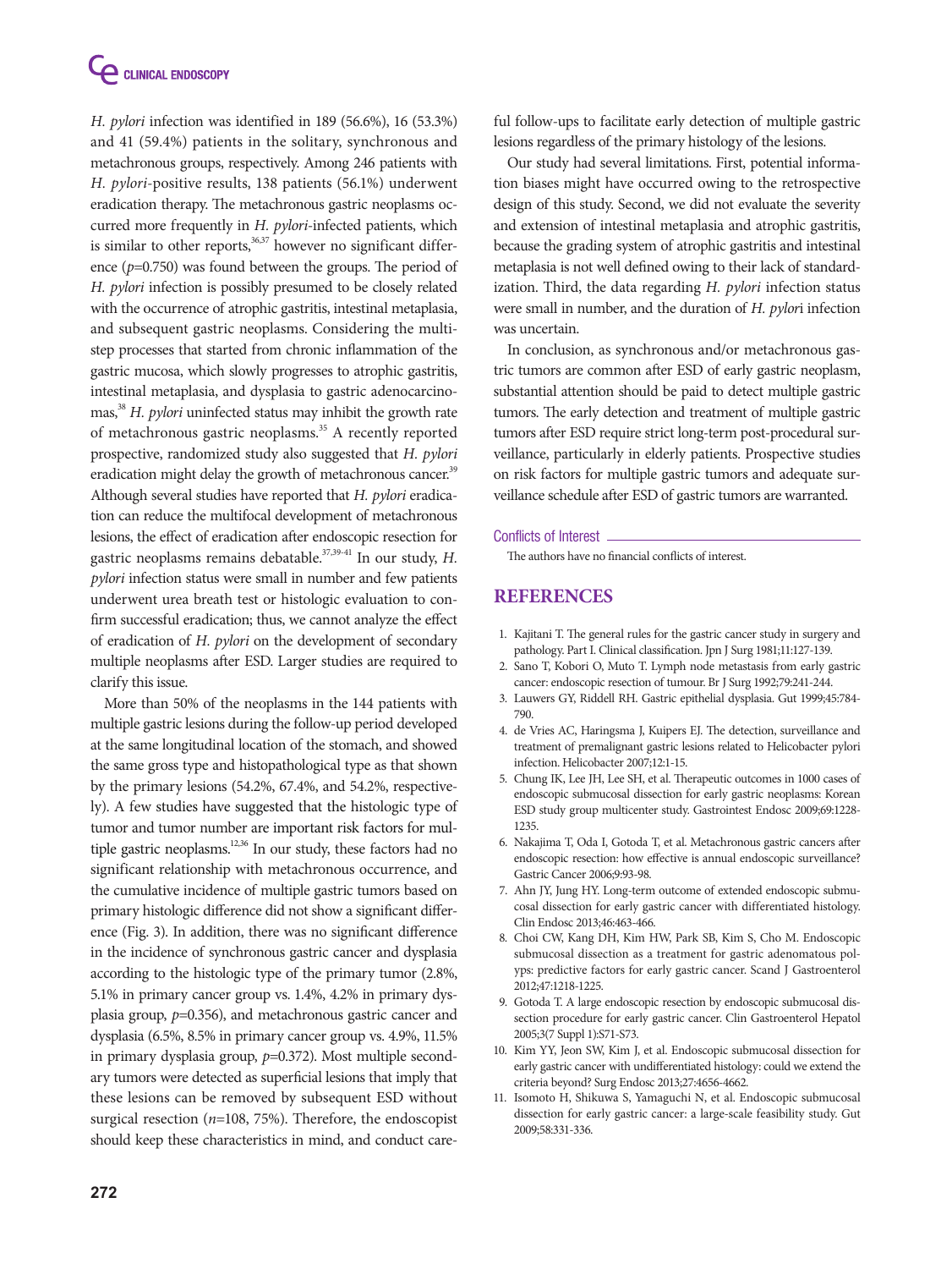*H. pylori* infection was identified in 189 (56.6%), 16 (53.3%) and 41 (59.4%) patients in the solitary, synchronous and metachronous groups, respectively. Among 246 patients with *H. pylori*-positive results, 138 patients (56.1%) underwent eradication therapy. The metachronous gastric neoplasms occurred more frequently in *H. pylori*-infected patients, which is similar to other reports,[36,37] however no significant difference ($p$=0.750) was found between the groups. The period of *H. pylori* infection is possibly presumed to be closely related with the occurrence of atrophic gastritis, intestinal metaplasia, and subsequent gastric neoplasms. Considering the multistep processes that started from chronic inflammation of the gastric mucosa, which slowly progresses to atrophic gastritis, intestinal metaplasia, and dysplasia to gastric adenocarcinomas,[38] *H. pylori* uninfected status may inhibit the growth rate of metachronous gastric neoplasms.[35] A recently reported prospective, randomized study also suggested that *H. pylori* eradication might delay the growth of metachronous cancer.[39] Although several studies have reported that *H. pylori* eradication can reduce the multifocal development of metachronous lesions, the effect of eradication after endoscopic resection for gastric neoplasms remains debatable.[37,39-41] In our study, *H. pylori* infection status were small in number and few patients underwent urea breath test or histologic evaluation to confirm successful eradication; thus, we cannot analyze the effect of eradication of *H. pylori* on the development of secondary multiple neoplasms after ESD. Larger studies are required to clarify this issue.

More than 50% of the neoplasms in the 144 patients with multiple gastric lesions during the follow-up period developed at the same longitudinal location of the stomach, and showed the same gross type and histopathological type as that shown by the primary lesions (54.2%, 67.4%, and 54.2%, respectively). A few studies have suggested that the histologic type of tumor and tumor number are important risk factors for multiple gastric neoplasms.[12,36] In our study, these factors had no significant relationship with metachronous occurrence, and the cumulative incidence of multiple gastric tumors based on primary histologic difference did not show a significant difference (Fig. 3). In addition, there was no significant difference in the incidence of synchronous gastric cancer and dysplasia according to the histologic type of the primary tumor (2.8%, 5.1% in primary cancer group vs. 1.4%, 4.2% in primary dysplasia group, $p$=0.356), and metachronous gastric cancer and dysplasia (6.5%, 8.5% in primary cancer group vs. 4.9%, 11.5% in primary dysplasia group, $p$=0.372). Most multiple secondary tumors were detected as superficial lesions that imply that these lesions can be removed by subsequent ESD without surgical resection ($n$=108, 75%). Therefore, the endoscopist should keep these characteristics in mind, and conduct careful follow-ups to facilitate early detection of multiple gastric lesions regardless of the primary histology of the lesions.

Our study had several limitations. First, potential information biases might have occurred owing to the retrospective design of this study. Second, we did not evaluate the severity and extension of intestinal metaplasia and atrophic gastritis, because the grading system of atrophic gastritis and intestinal metaplasia is not well defined owing to their lack of standardization. Third, the data regarding *H. pylori* infection status were small in number, and the duration of *H. pylori* infection was uncertain.

In conclusion, as synchronous and/or metachronous gastric tumors are common after ESD of early gastric neoplasm, substantial attention should be paid to detect multiple gastric tumors. The early detection and treatment of multiple gastric tumors after ESD require strict long-term post-procedural surveillance, particularly in elderly patients. Prospective studies on risk factors for multiple gastric tumors and adequate surveillance schedule after ESD of gastric tumors are warranted.

### Conflicts of Interest

The authors have no financial conflicts of interest.

## REFERENCES

1. Kajitani T. The general rules for the gastric cancer study in surgery and pathology. Part I. Clinical classification. Jpn J Surg 1981;11:127-139.
2. Sano T, Kobori O, Muto T. Lymph node metastasis from early gastric cancer: endoscopic resection of tumour. Br J Surg 1992;79:241-244.
3. Lauwers GY, Riddell RH. Gastric epithelial dysplasia. Gut 1999;45:784-790.
4. de Vries AC, Haringsma J, Kuipers EJ. The detection, surveillance and treatment of premalignant gastric lesions related to Helicobacter pylori infection. Helicobacter 2007;12:1-15.
5. Chung IK, Lee JH, Lee SH, et al. Therapeutic outcomes in 1000 cases of endoscopic submucosal dissection for early gastric neoplasms: Korean ESD study group multicenter study. Gastrointest Endosc 2009;69:1228-1235.
6. Nakajima T, Oda I, Gotoda T, et al. Metachronous gastric cancers after endoscopic resection: how effective is annual endoscopic surveillance? Gastric Cancer 2006;9:93-98.
7. Ahn JY, Jung HY. Long-term outcome of extended endoscopic submucosal dissection for early gastric cancer with differentiated histology. Clin Endosc 2013;46:463-466.
8. Choi CW, Kang DH, Kim HW, Park SB, Kim S, Cho M. Endoscopic submucosal dissection as a treatment for gastric adenomatous polyps: predictive factors for early gastric cancer. Scand J Gastroenterol 2012;47:1218-1225.
9. Gotoda T. A large endoscopic resection by endoscopic submucosal dissection procedure for early gastric cancer. Clin Gastroenterol Hepatol 2005;3(7 Suppl 1):S71-S73.
10. Kim YY, Jeon SW, Kim J, et al. Endoscopic submucosal dissection for early gastric cancer with undifferentiated histology: could we extend the criteria beyond? Surg Endosc 2013;27:4656-4662.
11. Isomoto H, Shikuwa S, Yamaguchi N, et al. Endoscopic submucosal dissection for early gastric cancer: a large-scale feasibility study. Gut 2009;58:331-336.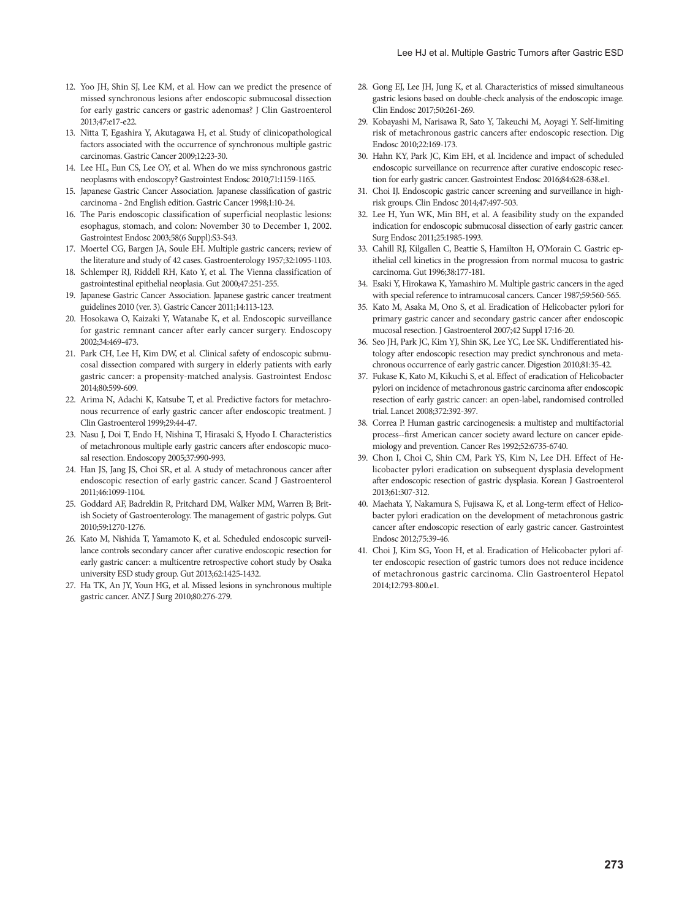12. Yoo JH, Shin SJ, Lee KM, et al. How can we predict the presence of missed synchronous lesions after endoscopic submucosal dissection for early gastric cancers or gastric adenomas? J Clin Gastroenterol 2013;47:e17-e22.
13. Nitta T, Egashira Y, Akutagawa H, et al. Study of clinicopathological factors associated with the occurrence of synchronous multiple gastric carcinomas. Gastric Cancer 2009;12:23-30.
14. Lee HL, Eun CS, Lee OY, et al. When do we miss synchronous gastric neoplasms with endoscopy? Gastrointest Endosc 2010;71:1159-1165.
15. Japanese Gastric Cancer Association. Japanese classification of gastric carcinoma - 2nd English edition. Gastric Cancer 1998;1:10-24.
16. The Paris endoscopic classification of superficial neoplastic lesions: esophagus, stomach, and colon: November 30 to December 1, 2002. Gastrointest Endosc 2003;58(6 Suppl):S3-S43.
17. Moertel CG, Bargen JA, Soule EH. Multiple gastric cancers; review of the literature and study of 42 cases. Gastroenterology 1957;32:1095-1103.
18. Schlemper RJ, Riddell RH, Kato Y, et al. The Vienna classification of gastrointestinal epithelial neoplasia. Gut 2000;47:251-255.
19. Japanese Gastric Cancer Association. Japanese gastric cancer treatment guidelines 2010 (ver. 3). Gastric Cancer 2011;14:113-123.
20. Hosokawa O, Kaizaki Y, Watanabe K, et al. Endoscopic surveillance for gastric remnant cancer after early cancer surgery. Endoscopy 2002;34:469-473.
21. Park CH, Lee H, Kim DW, et al. Clinical safety of endoscopic submucosal dissection compared with surgery in elderly patients with early gastric cancer: a propensity-matched analysis. Gastrointest Endosc 2014;80:599-609.
22. Arima N, Adachi K, Katsube T, et al. Predictive factors for metachronous recurrence of early gastric cancer after endoscopic treatment. J Clin Gastroenterol 1999;29:44-47.
23. Nasu J, Doi T, Endo H, Nishina T, Hirasaki S, Hyodo I. Characteristics of metachronous multiple early gastric cancers after endoscopic mucosal resection. Endoscopy 2005;37:990-993.
24. Han JS, Jang JS, Choi SR, et al. A study of metachronous cancer after endoscopic resection of early gastric cancer. Scand J Gastroenterol 2011;46:1099-1104.
25. Goddard AF, Badreldin R, Pritchard DM, Walker MM, Warren B; British Society of Gastroenterology. The management of gastric polyps. Gut 2010;59:1270-1276.
26. Kato M, Nishida T, Yamamoto K, et al. Scheduled endoscopic surveillance controls secondary cancer after curative endoscopic resection for early gastric cancer: a multicentre retrospective cohort study by Osaka university ESD study group. Gut 2013;62:1425-1432.
27. Ha TK, An JY, Youn HG, et al. Missed lesions in synchronous multiple gastric cancer. ANZ J Surg 2010;80:276-279.
28. Gong EJ, Lee JH, Jung K, et al. Characteristics of missed simultaneous gastric lesions based on double-check analysis of the endoscopic image. Clin Endosc 2017;50:261-269.
29. Kobayashi M, Narisawa R, Sato Y, Takeuchi M, Aoyagi Y. Self-limiting risk of metachronous gastric cancers after endoscopic resection. Dig Endosc 2010;22:169-173.
30. Hahn KY, Park JC, Kim EH, et al. Incidence and impact of scheduled endoscopic surveillance on recurrence after curative endoscopic resection for early gastric cancer. Gastrointest Endosc 2016;84:628-638.e1.
31. Choi IJ. Endoscopic gastric cancer screening and surveillance in high-risk groups. Clin Endosc 2014;47:497-503.
32. Lee H, Yun WK, Min BH, et al. A feasibility study on the expanded indication for endoscopic submucosal dissection of early gastric cancer. Surg Endosc 2011;25:1985-1993.
33. Cahill RJ, Kilgallen C, Beattie S, Hamilton H, O'Morain C. Gastric epithelial cell kinetics in the progression from normal mucosa to gastric carcinoma. Gut 1996;38:177-181.
34. Esaki Y, Hirokawa K, Yamashiro M. Multiple gastric cancers in the aged with special reference to intramucosal cancers. Cancer 1987;59:560-565.
35. Kato M, Asaka M, Ono S, et al. Eradication of Helicobacter pylori for primary gastric cancer and secondary gastric cancer after endoscopic mucosal resection. J Gastroenterol 2007;42 Suppl 17:16-20.
36. Seo JH, Park JC, Kim YJ, Shin SK, Lee YC, Lee SK. Undifferentiated histology after endoscopic resection may predict synchronous and metachronous occurrence of early gastric cancer. Digestion 2010;81:35-42.
37. Fukase K, Kato M, Kikuchi S, et al. Effect of eradication of Helicobacter pylori on incidence of metachronous gastric carcinoma after endoscopic resection of early gastric cancer: an open-label, randomised controlled trial. Lancet 2008;372:392-397.
38. Correa P. Human gastric carcinogenesis: a multistep and multifactorial process--first American cancer society award lecture on cancer epidemiology and prevention. Cancer Res 1992;52:6735-6740.
39. Chon I, Choi C, Shin CM, Park YS, Kim N, Lee DH. Effect of Helicobacter pylori eradication on subsequent dysplasia development after endoscopic resection of gastric dysplasia. Korean J Gastroenterol 2013;61:307-312.
40. Maehata Y, Nakamura S, Fujisawa K, et al. Long-term effect of Helicobacter pylori eradication on the development of metachronous gastric cancer after endoscopic resection of early gastric cancer. Gastrointest Endosc 2012;75:39-46.
41. Choi J, Kim SG, Yoon H, et al. Eradication of Helicobacter pylori after endoscopic resection of gastric tumors does not reduce incidence of metachronous gastric carcinoma. Clin Gastroenterol Hepatol 2014;12:793-800.e1.